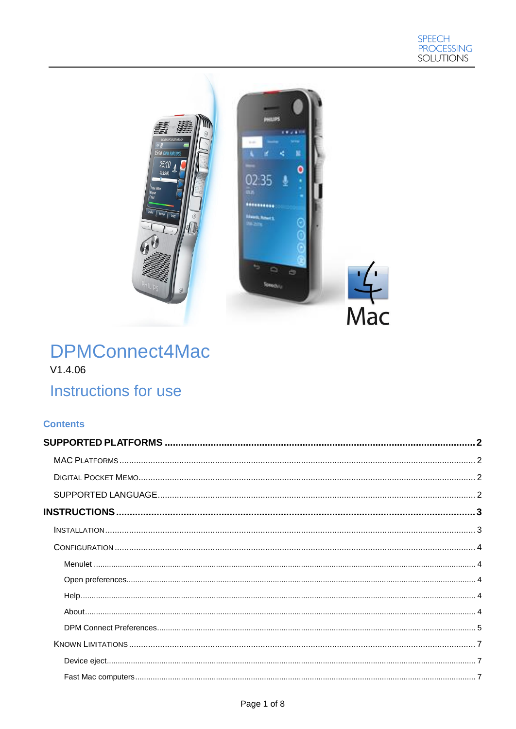SPEECH
PROCESSING
SOLUTIONS

# DPMConnect4Mac

V1.4.06

## Instructions for use

### Contents

**SUPPORTED PLATFORMS** ........................................................ **2**

MAC PLATFORMS ........................................................ 2

DIGITAL POCKET MEMO ........................................................ 2

SUPPORTED LANGUAGE ........................................................ 2

**INSTRUCTIONS** ........................................................ **3**

INSTALLATION ........................................................ 3

CONFIGURATION ........................................................ 4

Menulet ........................................................ 4

Open preferences ........................................................ 4

Help ........................................................ 4

About ........................................................ 4

DPM Connect Preferences ........................................................ 5

KNOWN LIMITATIONS ........................................................ 7

Device eject ........................................................ 7

Fast Mac computers ........................................................ 7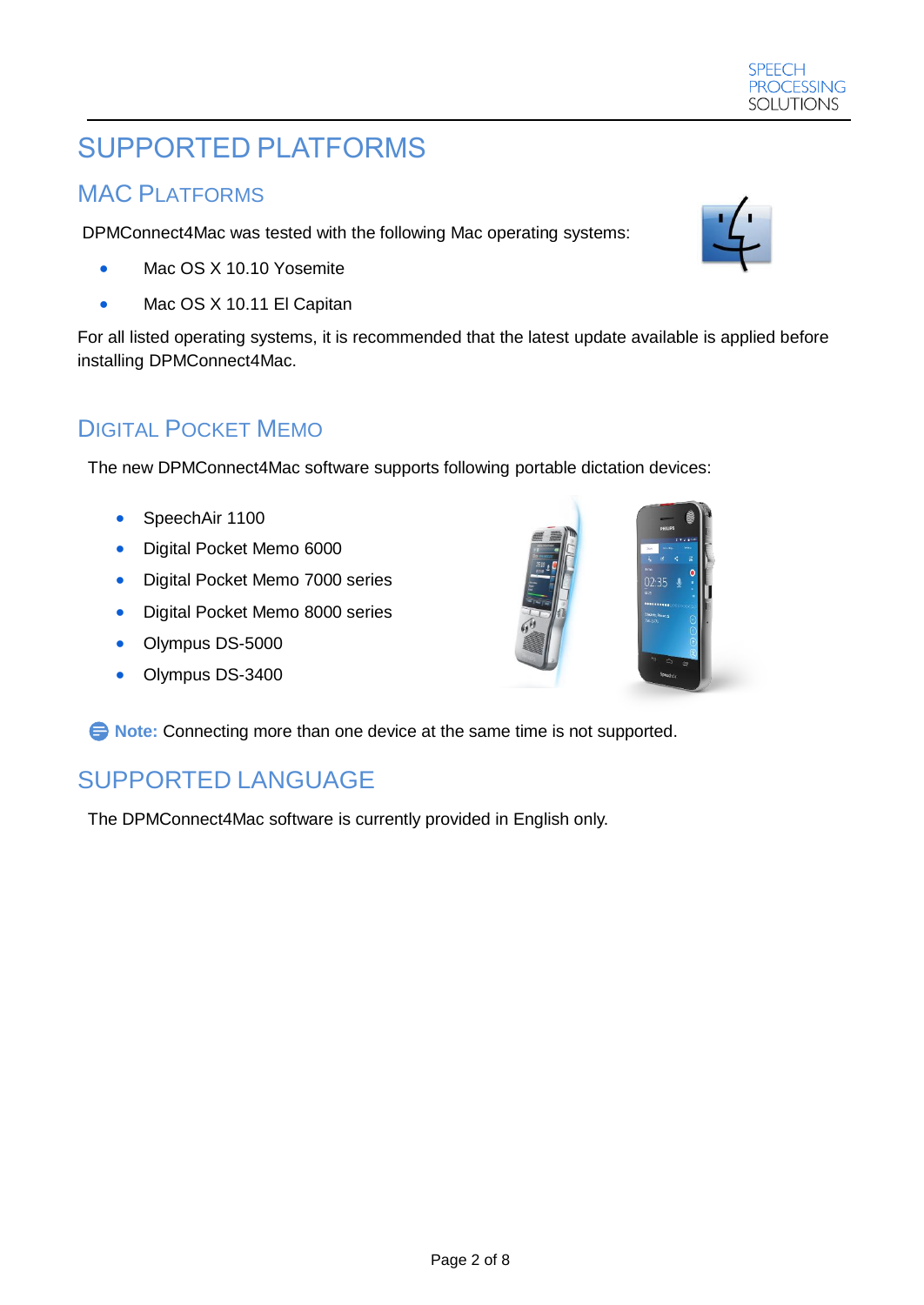# SUPPORTED PLATFORMS

## MAC PLATFORMS

DPMConnect4Mac was tested with the following Mac operating systems:

- Mac OS X 10.10 Yosemite
- Mac OS X 10.11 El Capitan

For all listed operating systems, it is recommended that the latest update available is applied before installing DPMConnect4Mac.

## DIGITAL POCKET MEMO

The new DPMConnect4Mac software supports following portable dictation devices:

- SpeechAir 1100
- Digital Pocket Memo 6000
- Digital Pocket Memo 7000 series
- Digital Pocket Memo 8000 series
- Olympus DS-5000
- Olympus DS-3400

**Note:** Connecting more than one device at the same time is not supported.

# SUPPORTED LANGUAGE

The DPMConnect4Mac software is currently provided in English only.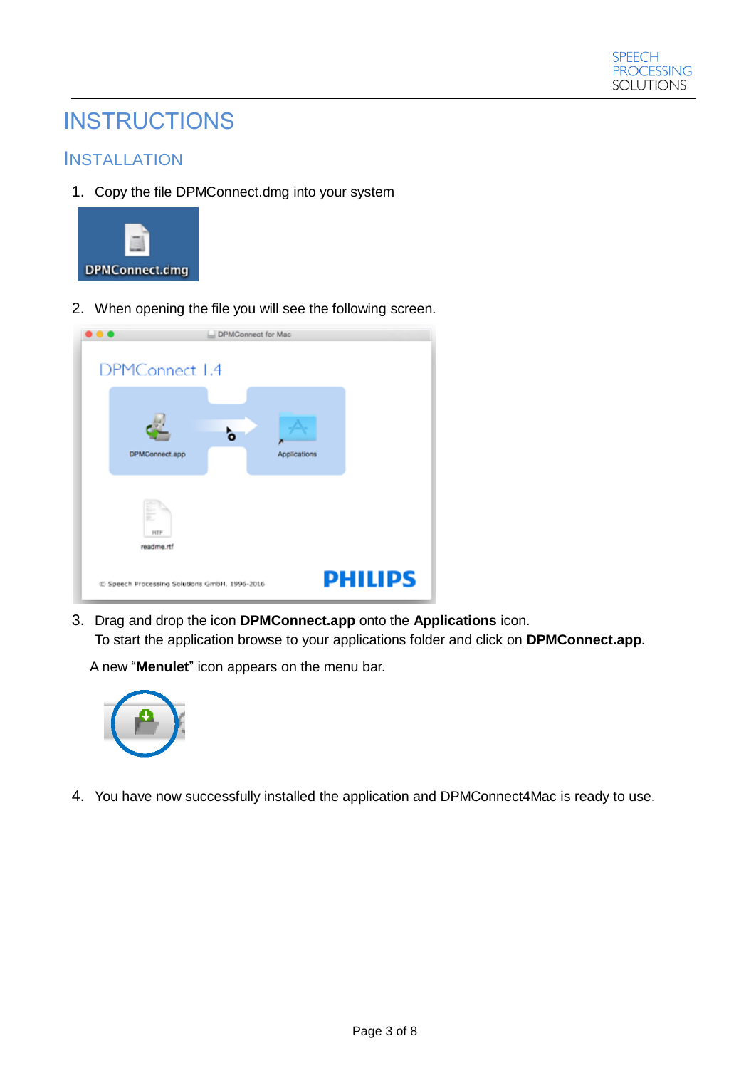# INSTRUCTIONS

## INSTALLATION

1. Copy the file DPMConnect.dmg into your system

2. When opening the file you will see the following screen.

3. Drag and drop the icon **DPMConnect.app** onto the **Applications** icon.
   To start the application browse to your applications folder and click on **DPMConnect.app**.

   A new “**Menulet**” icon appears on the menu bar.

4. You have now successfully installed the application and DPMConnect4Mac is ready to use.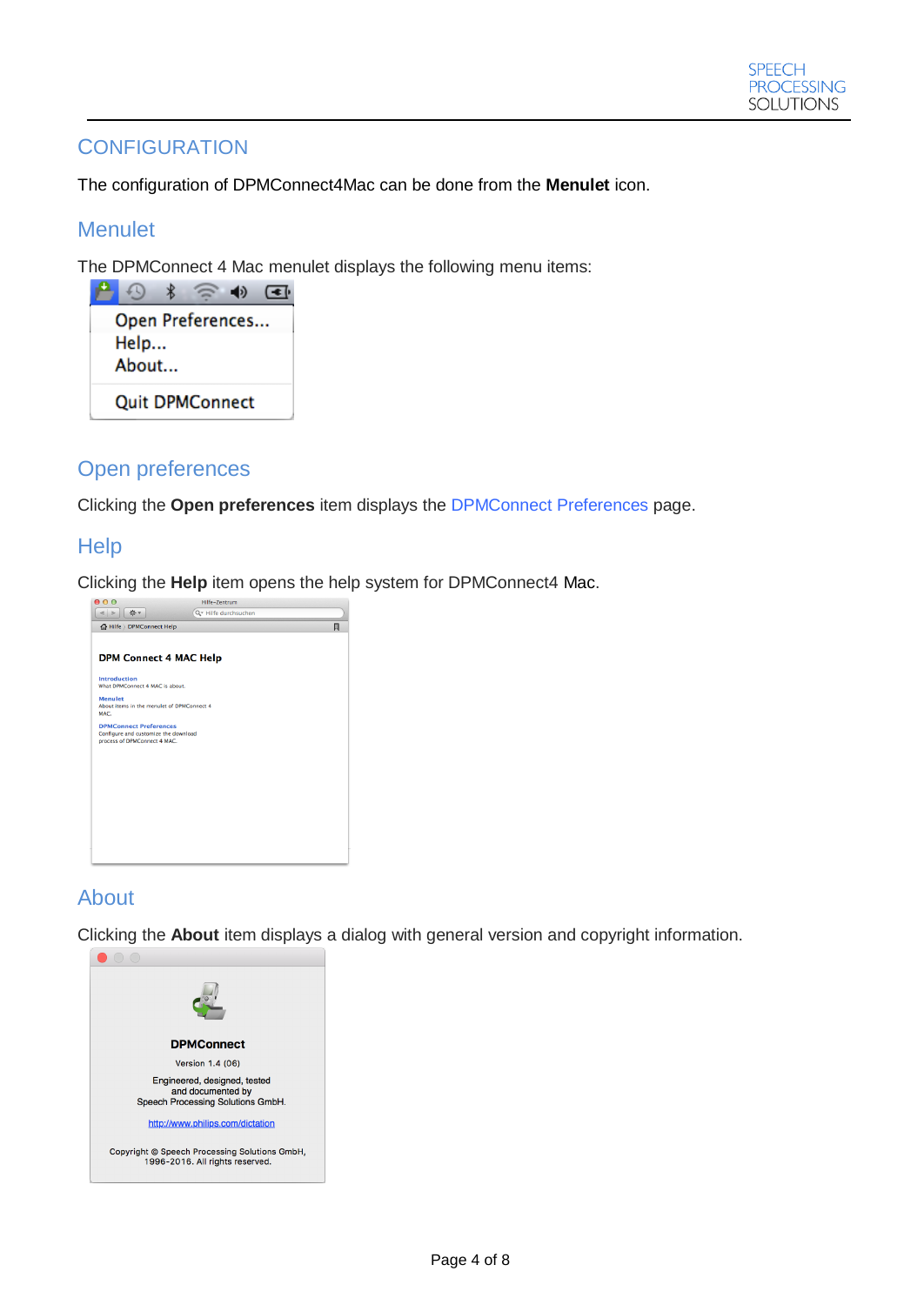# CONFIGURATION

The configuration of DPMConnect4Mac can be done from the **Menulet** icon.

## Menulet

The DPMConnect 4 Mac menulet displays the following menu items:

## Open preferences

Clicking the **Open preferences** item displays the DPMConnect Preferences page.

## Help

Clicking the **Help** item opens the help system for DPMConnect4 Mac.

## About

Clicking the **About** item displays a dialog with general version and copyright information.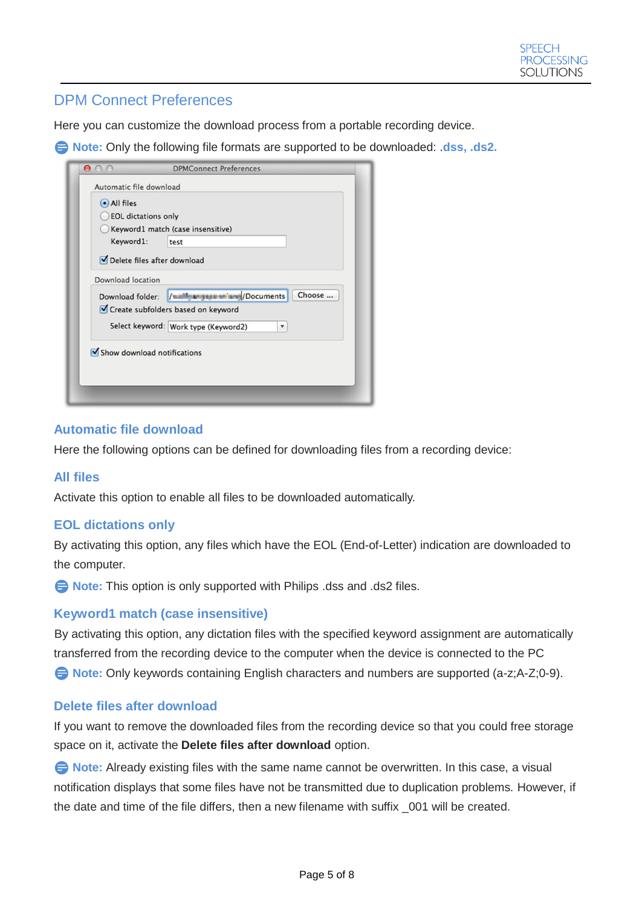## DPM Connect Preferences

Here you can customize the download process from a portable recording device.

**Note:** Only the following file formats are supported to be downloaded: **.dss, .ds2.**

### Automatic file download

Here the following options can be defined for downloading files from a recording device:

### All files

Activate this option to enable all files to be downloaded automatically.

### EOL dictations only

By activating this option, any files which have the EOL (End-of-Letter) indication are downloaded to the computer.

**Note:** This option is only supported with Philips .dss and .ds2 files.

### Keyword1 match (case insensitive)

By activating this option, any dictation files with the specified keyword assignment are automatically transferred from the recording device to the computer when the device is connected to the PC

**Note:** Only keywords containing English characters and numbers are supported (a-z;A-Z;0-9).

### Delete files after download

If you want to remove the downloaded files from the recording device so that you could free storage space on it, activate the **Delete files after download** option.

**Note:** Already existing files with the same name cannot be overwritten. In this case, a visual notification displays that some files have not be transmitted due to duplication problems. However, if the date and time of the file differs, then a new filename with suffix _001 will be created.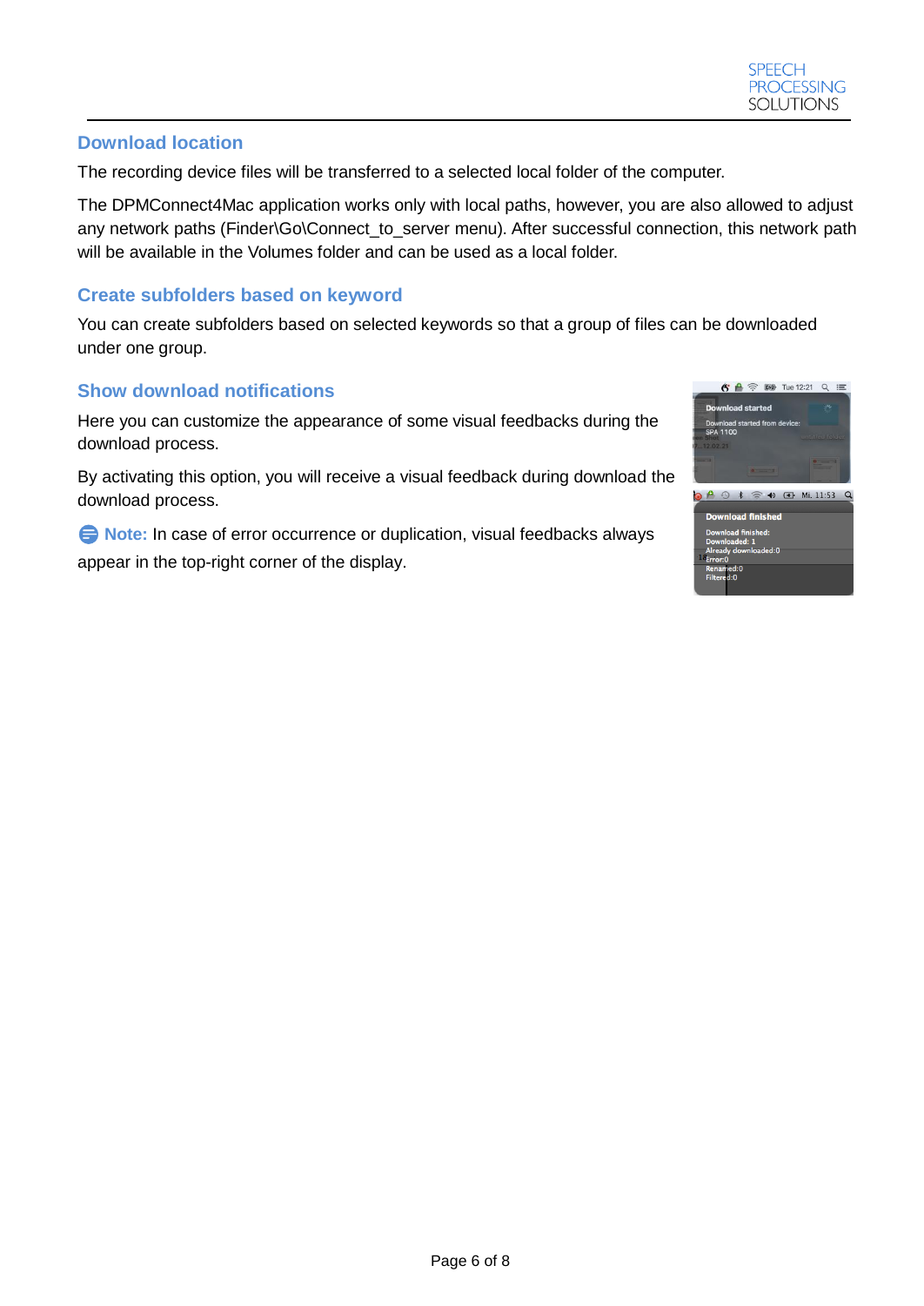## Download location

The recording device files will be transferred to a selected local folder of the computer.

The DPMConnect4Mac application works only with local paths, however, you are also allowed to adjust any network paths (Finder\Go\Connect_to_server menu). After successful connection, this network path will be available in the Volumes folder and can be used as a local folder.

## Create subfolders based on keyword

You can create subfolders based on selected keywords so that a group of files can be downloaded under one group.

## Show download notifications

Here you can customize the appearance of some visual feedbacks during the download process.

By activating this option, you will receive a visual feedback during download the download process.

**Note:** In case of error occurrence or duplication, visual feedbacks always appear in the top-right corner of the display.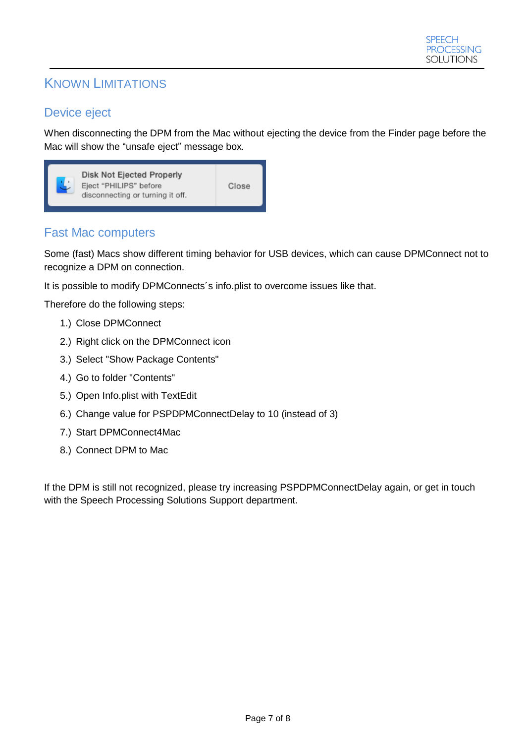# Known Limitations

## Device eject

When disconnecting the DPM from the Mac without ejecting the device from the Finder page before the Mac will show the “unsafe eject” message box.

Disk Not Ejected Properly
Eject “PHILIPS” before disconnecting or turning it off.
Close

## Fast Mac computers

Some (fast) Macs show different timing behavior for USB devices, which can cause DPMConnect not to recognize a DPM on connection.

It is possible to modify DPMConnects´s info.plist to overcome issues like that.

Therefore do the following steps:

1.) Close DPMConnect
2.) Right click on the DPMConnect icon
3.) Select "Show Package Contents"
4.) Go to folder "Contents"
5.) Open Info.plist with TextEdit
6.) Change value for PSPDPMConnectDelay to 10 (instead of 3)
7.) Start DPMConnect4Mac
8.) Connect DPM to Mac

If the DPM is still not recognized, please try increasing PSPDPMConnectDelay again, or get in touch with the Speech Processing Solutions Support department.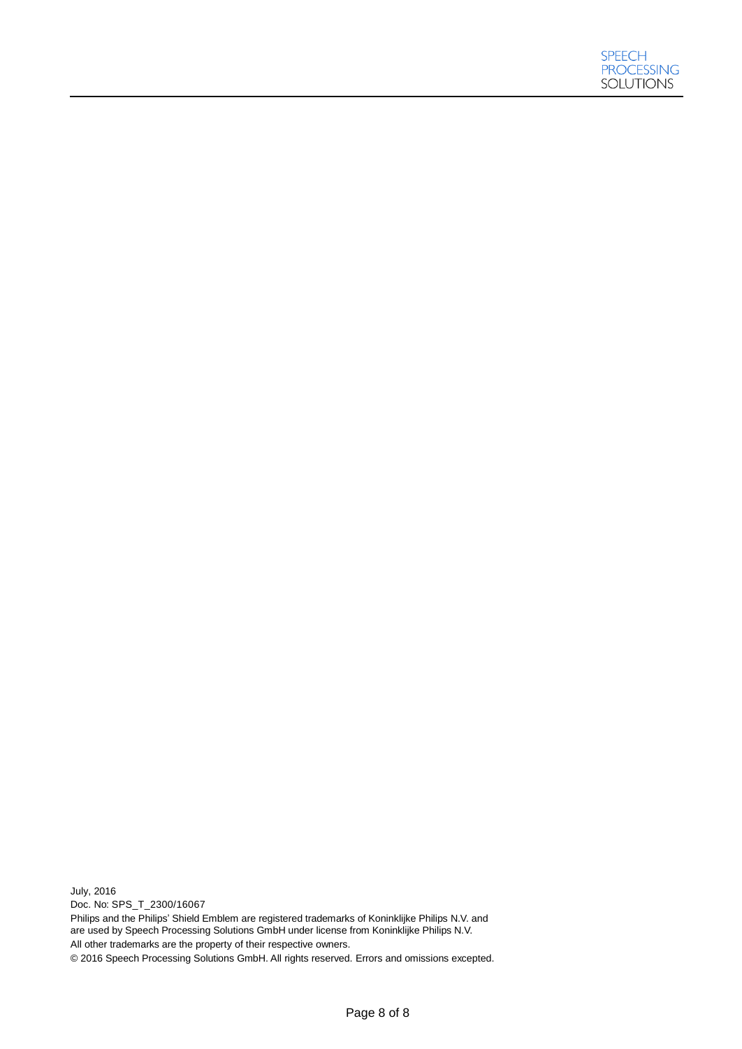July, 2016

Doc. No: SPS_T_2300/16067

Philips and the Philips' Shield Emblem are registered trademarks of Koninklijke Philips N.V. and are used by Speech Processing Solutions GmbH under license from Koninklijke Philips N.V.

All other trademarks are the property of their respective owners.

© 2016 Speech Processing Solutions GmbH. All rights reserved. Errors and omissions excepted.